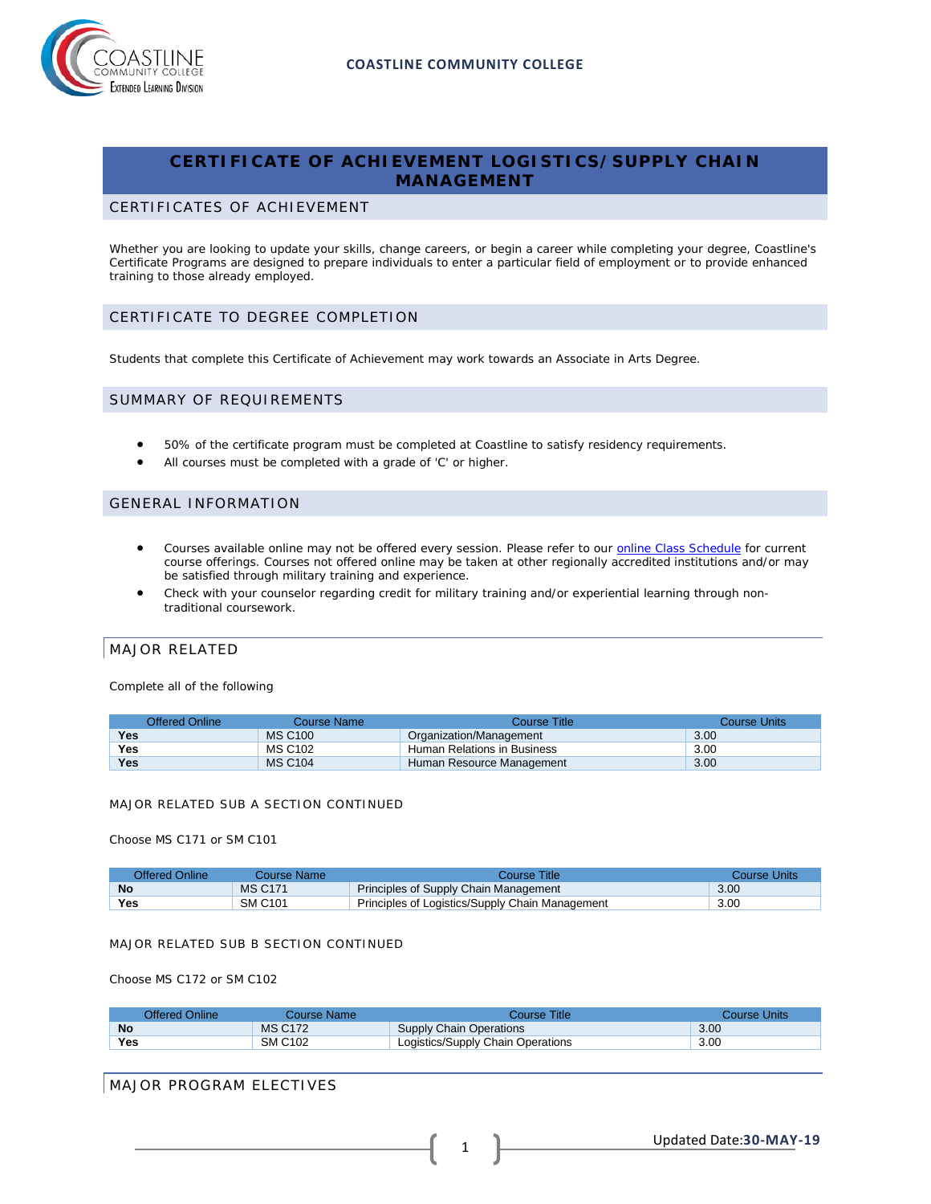# CERTIFICATE OF ACHIEVEMENT LOGISTICS/SUPPLY CHAIN MANAGEMENT

## CERTIFICATES OF ACHIEVEMENT

Whether you are looking to update your skills, change careers, or begin a career while completing your degree, Coastline's Certificate Programs are designed to prepare individuals to enter a particular field of employment or to provide enhanced training to those already employed.

## CERTIFICATE TO DEGREE COMPLETION

Students that complete this Certificate of Achievement may work towards an Associate in Arts Degree.

## SUMMARY OF REQUIREMENTS

- 50% of the certificate program must be completed at Coastline to satisfy residency requirements.
- All courses must be completed with a grade of 'C' or higher.

## GENERAL INFORMATION

- Courses available online may not be offered every session. Please refer to our online Class Schedule for current course offerings. Courses not offered online may be taken at other regionally accredited institutions and/or may be satisfied through military training and experience.
- Check with your counselor regarding credit for military training and/or experiential learning through non-traditional coursework.

## MAJOR RELATED

Complete all of the following

| Offered Online | Course Name | Course Title | Course Units |
|---|---|---|---|
| **Yes** | MS C100 | Organization/Management | 3.00 |
| **Yes** | MS C102 | Human Relations in Business | 3.00 |
| **Yes** | MS C104 | Human Resource Management | 3.00 |

### MAJOR RELATED SUB A SECTION CONTINUED

Choose MS C171 or SM C101

| Offered Online | Course Name | Course Title | Course Units |
|---|---|---|---|
| **No** | MS C171 | Principles of Supply Chain Management | 3.00 |
| **Yes** | SM C101 | Principles of Logistics/Supply Chain Management | 3.00 |

### MAJOR RELATED SUB B SECTION CONTINUED

Choose MS C172 or SM C102

| Offered Online | Course Name | Course Title | Course Units |
|---|---|---|---|
| **No** | MS C172 | Supply Chain Operations | 3.00 |
| **Yes** | SM C102 | Logistics/Supply Chain Operations | 3.00 |

## MAJOR PROGRAM ELECTIVES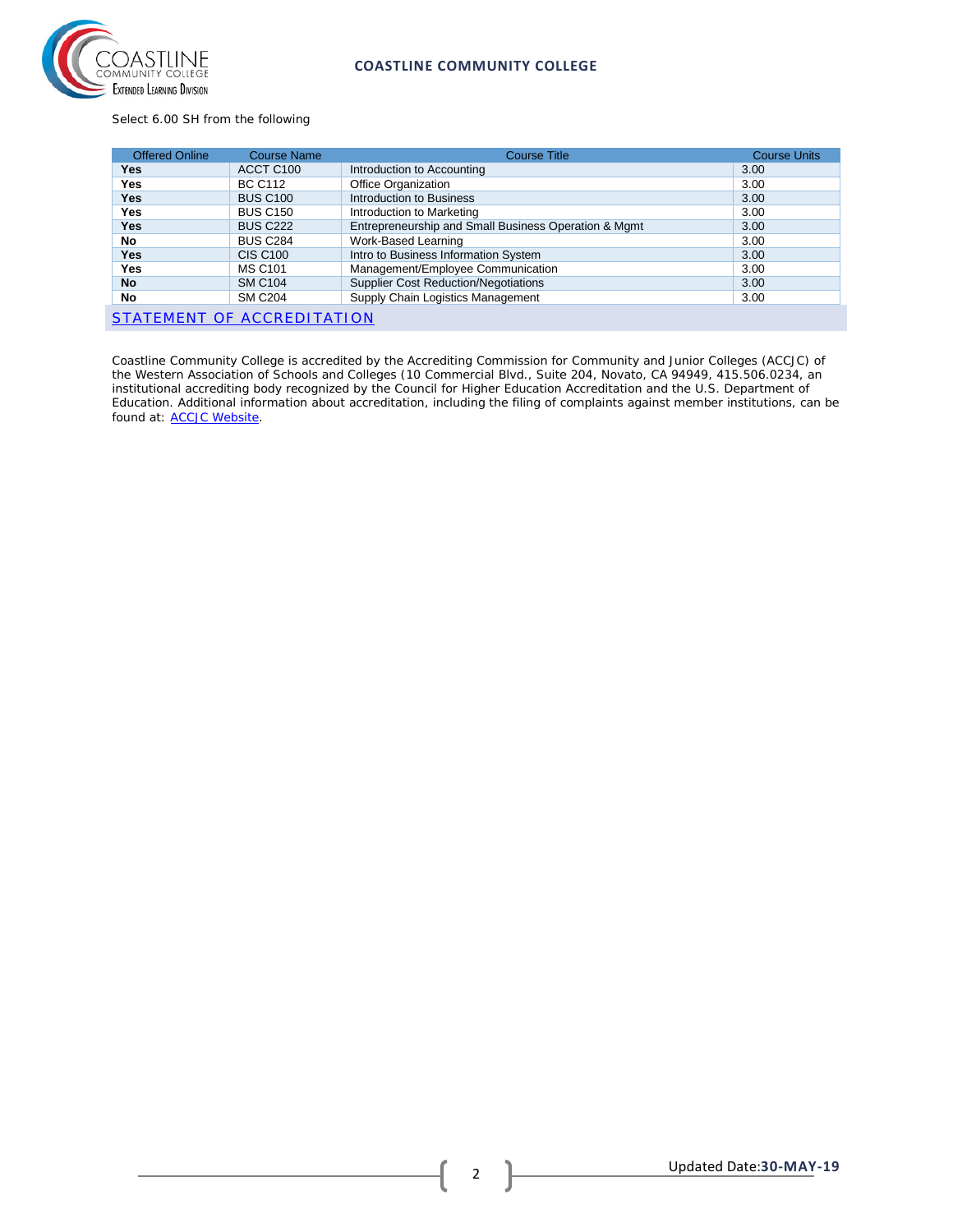Select 6.00 SH from the following

| Offered Online | Course Name | Course Title | Course Units |
|---|---|---|---|
| **Yes** | ACCT C100 | Introduction to Accounting | 3.00 |
| **Yes** | BC C112 | Office Organization | 3.00 |
| **Yes** | BUS C100 | Introduction to Business | 3.00 |
| **Yes** | BUS C150 | Introduction to Marketing | 3.00 |
| **Yes** | BUS C222 | Entrepreneurship and Small Business Operation & Mgmt | 3.00 |
| **No** | BUS C284 | Work-Based Learning | 3.00 |
| **Yes** | CIS C100 | Intro to Business Information System | 3.00 |
| **Yes** | MS C101 | Management/Employee Communication | 3.00 |
| **No** | SM C104 | Supplier Cost Reduction/Negotiations | 3.00 |
| **No** | SM C204 | Supply Chain Logistics Management | 3.00 |

## STATEMENT OF ACCREDITATION

Coastline Community College is accredited by the Accrediting Commission for Community and Junior Colleges (ACCJC) of the Western Association of Schools and Colleges (10 Commercial Blvd., Suite 204, Novato, CA 94949, 415.506.0234, an institutional accrediting body recognized by the Council for Higher Education Accreditation and the U.S. Department of Education. Additional information about accreditation, including the filing of complaints against member institutions, can be found at: ACCJC Website.